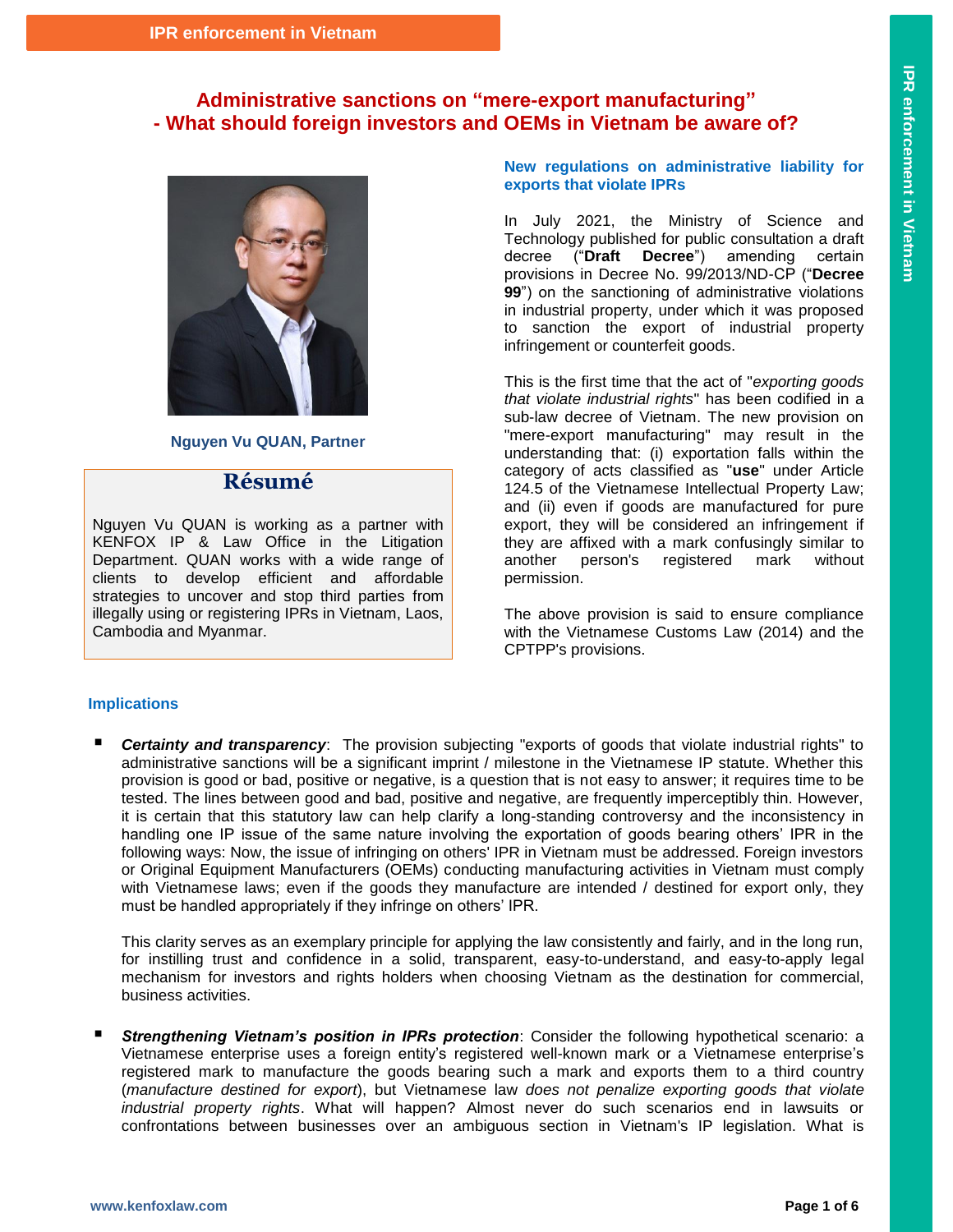# Administrative sanctions on "mere-export manufacturing" - What should foreign investors and OEMs in Vietnam be aware of?

**Nguyen Vu QUAN, Partner**

## Résumé

Nguyen Vu QUAN is working as a partner with KENFOX IP & Law Office in the Litigation Department. QUAN works with a wide range of clients to develop efficient and affordable strategies to uncover and stop third parties from illegally using or registering IPRs in Vietnam, Laos, Cambodia and Myanmar.

## New regulations on administrative liability for exports that violate IPRs

In July 2021, the Ministry of Science and Technology published for public consultation a draft decree ("**Draft Decree**") amending certain provisions in Decree No. 99/2013/ND-CP ("**Decree 99**") on the sanctioning of administrative violations in industrial property, under which it was proposed to sanction the export of industrial property infringement or counterfeit goods.

This is the first time that the act of "*exporting goods that violate industrial rights*" has been codified in a sub-law decree of Vietnam. The new provision on "mere-export manufacturing" may result in the understanding that: (i) exportation falls within the category of acts classified as "**use**" under Article 124.5 of the Vietnamese Intellectual Property Law; and (ii) even if goods are manufactured for pure export, they will be considered an infringement if they are affixed with a mark confusingly similar to another person's registered mark without permission.

The above provision is said to ensure compliance with the Vietnamese Customs Law (2014) and the CPTPP's provisions.

## Implications

- ***Certainty and transparency***: The provision subjecting "exports of goods that violate industrial rights" to administrative sanctions will be a significant imprint / milestone in the Vietnamese IP statute. Whether this provision is good or bad, positive or negative, is a question that is not easy to answer; it requires time to be tested. The lines between good and bad, positive and negative, are frequently imperceptibly thin. However, it is certain that this statutory law can help clarify a long-standing controversy and the inconsistency in handling one IP issue of the same nature involving the exportation of goods bearing others' IPR in the following ways: Now, the issue of infringing on others' IPR in Vietnam must be addressed. Foreign investors or Original Equipment Manufacturers (OEMs) conducting manufacturing activities in Vietnam must comply with Vietnamese laws; even if the goods they manufacture are intended / destined for export only, they must be handled appropriately if they infringe on others' IPR.

  This clarity serves as an exemplary principle for applying the law consistently and fairly, and in the long run, for instilling trust and confidence in a solid, transparent, easy-to-understand, and easy-to-apply legal mechanism for investors and rights holders when choosing Vietnam as the destination for commercial, business activities.

- ***Strengthening Vietnam's position in IPRs protection***: Consider the following hypothetical scenario: a Vietnamese enterprise uses a foreign entity's registered well-known mark or a Vietnamese enterprise's registered mark to manufacture the goods bearing such a mark and exports them to a third country (*manufacture destined for export*), but Vietnamese law *does not penalize exporting goods that violate industrial property rights*. What will happen? Almost never do such scenarios end in lawsuits or confrontations between businesses over an ambiguous section in Vietnam's IP legislation. What is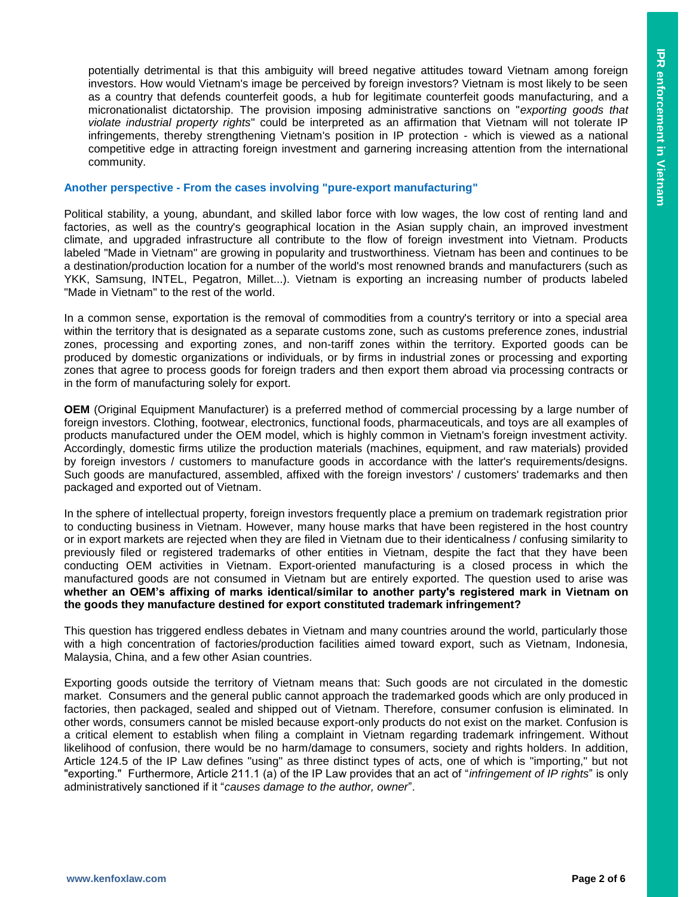potentially detrimental is that this ambiguity will breed negative attitudes toward Vietnam among foreign investors. How would Vietnam's image be perceived by foreign investors? Vietnam is most likely to be seen as a country that defends counterfeit goods, a hub for legitimate counterfeit goods manufacturing, and a micronationalist dictatorship. The provision imposing administrative sanctions on "*exporting goods that violate industrial property rights*" could be interpreted as an affirmation that Vietnam will not tolerate IP infringements, thereby strengthening Vietnam's position in IP protection - which is viewed as a national competitive edge in attracting foreign investment and garnering increasing attention from the international community.

## Another perspective - From the cases involving "pure-export manufacturing"

Political stability, a young, abundant, and skilled labor force with low wages, the low cost of renting land and factories, as well as the country's geographical location in the Asian supply chain, an improved investment climate, and upgraded infrastructure all contribute to the flow of foreign investment into Vietnam. Products labeled "Made in Vietnam" are growing in popularity and trustworthiness. Vietnam has been and continues to be a destination/production location for a number of the world's most renowned brands and manufacturers (such as YKK, Samsung, INTEL, Pegatron, Millet...). Vietnam is exporting an increasing number of products labeled "Made in Vietnam" to the rest of the world.

In a common sense, exportation is the removal of commodities from a country's territory or into a special area within the territory that is designated as a separate customs zone, such as customs preference zones, industrial zones, processing and exporting zones, and non-tariff zones within the territory. Exported goods can be produced by domestic organizations or individuals, or by firms in industrial zones or processing and exporting zones that agree to process goods for foreign traders and then export them abroad via processing contracts or in the form of manufacturing solely for export.

**OEM** (Original Equipment Manufacturer) is a preferred method of commercial processing by a large number of foreign investors. Clothing, footwear, electronics, functional foods, pharmaceuticals, and toys are all examples of products manufactured under the OEM model, which is highly common in Vietnam's foreign investment activity. Accordingly, domestic firms utilize the production materials (machines, equipment, and raw materials) provided by foreign investors / customers to manufacture goods in accordance with the latter's requirements/designs. Such goods are manufactured, assembled, affixed with the foreign investors' / customers' trademarks and then packaged and exported out of Vietnam.

In the sphere of intellectual property, foreign investors frequently place a premium on trademark registration prior to conducting business in Vietnam. However, many house marks that have been registered in the host country or in export markets are rejected when they are filed in Vietnam due to their identicalness / confusing similarity to previously filed or registered trademarks of other entities in Vietnam, despite the fact that they have been conducting OEM activities in Vietnam. Export-oriented manufacturing is a closed process in which the manufactured goods are not consumed in Vietnam but are entirely exported. The question used to arise was **whether an OEM's affixing of marks identical/similar to another party's registered mark in Vietnam on the goods they manufacture destined for export constituted trademark infringement?**

This question has triggered endless debates in Vietnam and many countries around the world, particularly those with a high concentration of factories/production facilities aimed toward export, such as Vietnam, Indonesia, Malaysia, China, and a few other Asian countries.

Exporting goods outside the territory of Vietnam means that: Such goods are not circulated in the domestic market. Consumers and the general public cannot approach the trademarked goods which are only produced in factories, then packaged, sealed and shipped out of Vietnam. Therefore, consumer confusion is eliminated. In other words, consumers cannot be misled because export-only products do not exist on the market. Confusion is a critical element to establish when filing a complaint in Vietnam regarding trademark infringement. Without likelihood of confusion, there would be no harm/damage to consumers, society and rights holders. In addition, Article 124.5 of the IP Law defines "using" as three distinct types of acts, one of which is "importing," but not "exporting." Furthermore, Article 211.1 (a) of the IP Law provides that an act of "*infringement of IP rights*" is only administratively sanctioned if it "*causes damage to the author, owner*".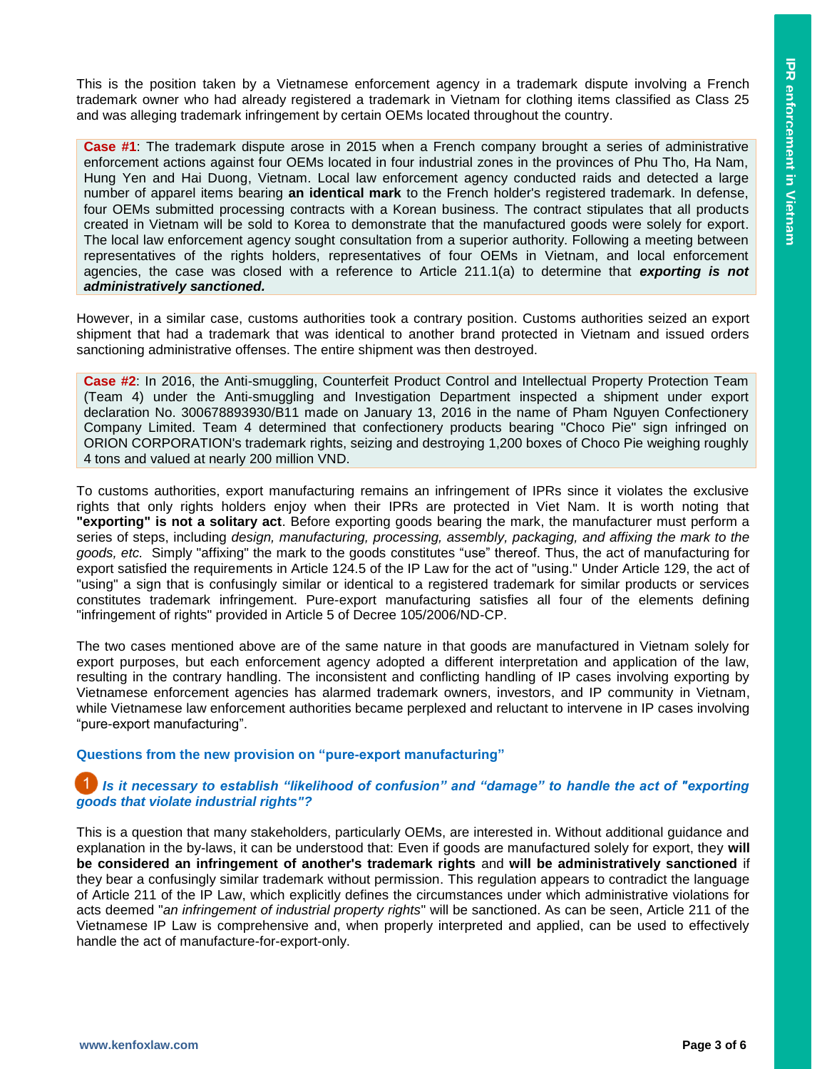This is the position taken by a Vietnamese enforcement agency in a trademark dispute involving a French trademark owner who had already registered a trademark in Vietnam for clothing items classified as Class 25 and was alleging trademark infringement by certain OEMs located throughout the country.

> **Case #1**: The trademark dispute arose in 2015 when a French company brought a series of administrative enforcement actions against four OEMs located in four industrial zones in the provinces of Phu Tho, Ha Nam, Hung Yen and Hai Duong, Vietnam. Local law enforcement agency conducted raids and detected a large number of apparel items bearing **an identical mark** to the French holder's registered trademark. In defense, four OEMs submitted processing contracts with a Korean business. The contract stipulates that all products created in Vietnam will be sold to Korea to demonstrate that the manufactured goods were solely for export. The local law enforcement agency sought consultation from a superior authority. Following a meeting between representatives of the rights holders, representatives of four OEMs in Vietnam, and local enforcement agencies, the case was closed with a reference to Article 211.1(a) to determine that ***exporting is not administratively sanctioned.***

However, in a similar case, customs authorities took a contrary position. Customs authorities seized an export shipment that had a trademark that was identical to another brand protected in Vietnam and issued orders sanctioning administrative offenses. The entire shipment was then destroyed.

> **Case #2**: In 2016, the Anti-smuggling, Counterfeit Product Control and Intellectual Property Protection Team (Team 4) under the Anti-smuggling and Investigation Department inspected a shipment under export declaration No. 300678893930/B11 made on January 13, 2016 in the name of Pham Nguyen Confectionery Company Limited. Team 4 determined that confectionery products bearing "Choco Pie" sign infringed on ORION CORPORATION's trademark rights, seizing and destroying 1,200 boxes of Choco Pie weighing roughly 4 tons and valued at nearly 200 million VND.

To customs authorities, export manufacturing remains an infringement of IPRs since it violates the exclusive rights that only rights holders enjoy when their IPRs are protected in Viet Nam. It is worth noting that **"exporting" is not a solitary act**. Before exporting goods bearing the mark, the manufacturer must perform a series of steps, including *design, manufacturing, processing, assembly, packaging, and affixing the mark to the goods, etc.* Simply "affixing" the mark to the goods constitutes "use" thereof. Thus, the act of manufacturing for export satisfied the requirements in Article 124.5 of the IP Law for the act of "using." Under Article 129, the act of "using" a sign that is confusingly similar or identical to a registered trademark for similar products or services constitutes trademark infringement. Pure-export manufacturing satisfies all four of the elements defining "infringement of rights" provided in Article 5 of Decree 105/2006/ND-CP.

The two cases mentioned above are of the same nature in that goods are manufactured in Vietnam solely for export purposes, but each enforcement agency adopted a different interpretation and application of the law, resulting in the contrary handling. The inconsistent and conflicting handling of IP cases involving exporting by Vietnamese enforcement agencies has alarmed trademark owners, investors, and IP community in Vietnam, while Vietnamese law enforcement authorities became perplexed and reluctant to intervene in IP cases involving "pure-export manufacturing".

### Questions from the new provision on "pure-export manufacturing"

#### 1 *Is it necessary to establish "likelihood of confusion" and "damage" to handle the act of "exporting goods that violate industrial rights"?*

This is a question that many stakeholders, particularly OEMs, are interested in. Without additional guidance and explanation in the by-laws, it can be understood that: Even if goods are manufactured solely for export, they **will be considered an infringement of another's trademark rights** and **will be administratively sanctioned** if they bear a confusingly similar trademark without permission. This regulation appears to contradict the language of Article 211 of the IP Law, which explicitly defines the circumstances under which administrative violations for acts deemed "*an infringement of industrial property rights*" will be sanctioned. As can be seen, Article 211 of the Vietnamese IP Law is comprehensive and, when properly interpreted and applied, can be used to effectively handle the act of manufacture-for-export-only.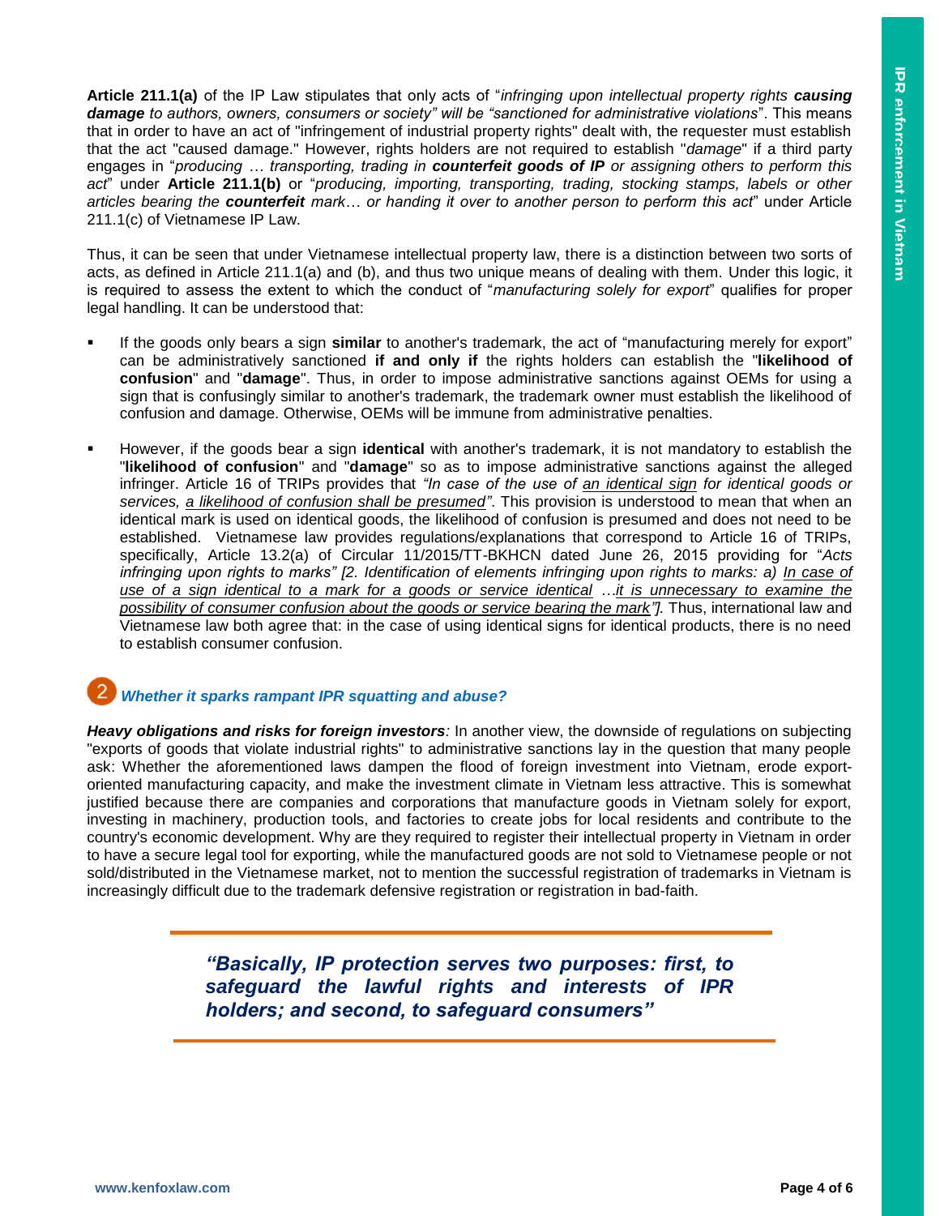**Article 211.1(a)** of the IP Law stipulates that only acts of "*infringing upon intellectual property rights **causing damage** to authors, owners, consumers or society" will be "sanctioned for administrative violations*". This means that in order to have an act of "infringement of industrial property rights" dealt with, the requester must establish that the act "caused damage." However, rights holders are not required to establish "*damage*" if a third party engages in "*producing … transporting, trading in **counterfeit goods of IP** or assigning others to perform this act*" under **Article 211.1(b)** or "*producing, importing, transporting, trading, stocking stamps, labels or other articles bearing the **counterfeit** mark… or handing it over to another person to perform this act*" under Article 211.1(c) of Vietnamese IP Law.

Thus, it can be seen that under Vietnamese intellectual property law, there is a distinction between two sorts of acts, as defined in Article 211.1(a) and (b), and thus two unique means of dealing with them. Under this logic, it is required to assess the extent to which the conduct of "*manufacturing solely for export*" qualifies for proper legal handling. It can be understood that:

- If the goods only bears a sign **similar** to another's trademark, the act of "manufacturing merely for export" can be administratively sanctioned **if and only if** the rights holders can establish the "**likelihood of confusion**" and "**damage**". Thus, in order to impose administrative sanctions against OEMs for using a sign that is confusingly similar to another's trademark, the trademark owner must establish the likelihood of confusion and damage. Otherwise, OEMs will be immune from administrative penalties.

- However, if the goods bear a sign **identical** with another's trademark, it is not mandatory to establish the "**likelihood of confusion**" and "**damage**" so as to impose administrative sanctions against the alleged infringer. Article 16 of TRIPs provides that *"In case of the use of <u>an identical sign</u> for identical goods or services, <u>a likelihood of confusion shall be presumed</u>"*. This provision is understood to mean that when an identical mark is used on identical goods, the likelihood of confusion is presumed and does not need to be established. Vietnamese law provides regulations/explanations that correspond to Article 16 of TRIPs, specifically, Article 13.2(a) of Circular 11/2015/TT-BKHCN dated June 26, 2015 providing for "*Acts infringing upon rights to marks" [2. Identification of elements infringing upon rights to marks: a) <u>In case of use of a sign identical to a mark for a goods or service identical</u> …<u>it is unnecessary to examine the possibility of consumer confusion about the goods or service bearing the mark"</u>]*. Thus, international law and Vietnamese law both agree that: in the case of using identical signs for identical products, there is no need to establish consumer confusion.

## 2 *Whether it sparks rampant IPR squatting and abuse?*

***Heavy obligations and risks for foreign investors**:* In another view, the downside of regulations on subjecting "exports of goods that violate industrial rights" to administrative sanctions lay in the question that many people ask: Whether the aforementioned laws dampen the flood of foreign investment into Vietnam, erode export-oriented manufacturing capacity, and make the investment climate in Vietnam less attractive. This is somewhat justified because there are companies and corporations that manufacture goods in Vietnam solely for export, investing in machinery, production tools, and factories to create jobs for local residents and contribute to the country's economic development. Why are they required to register their intellectual property in Vietnam in order to have a secure legal tool for exporting, while the manufactured goods are not sold to Vietnamese people or not sold/distributed in the Vietnamese market, not to mention the successful registration of trademarks in Vietnam is increasingly difficult due to the trademark defensive registration or registration in bad-faith.

> ***"Basically, IP protection serves two purposes: first, to safeguard the lawful rights and interests of IPR holders; and second, to safeguard consumers"***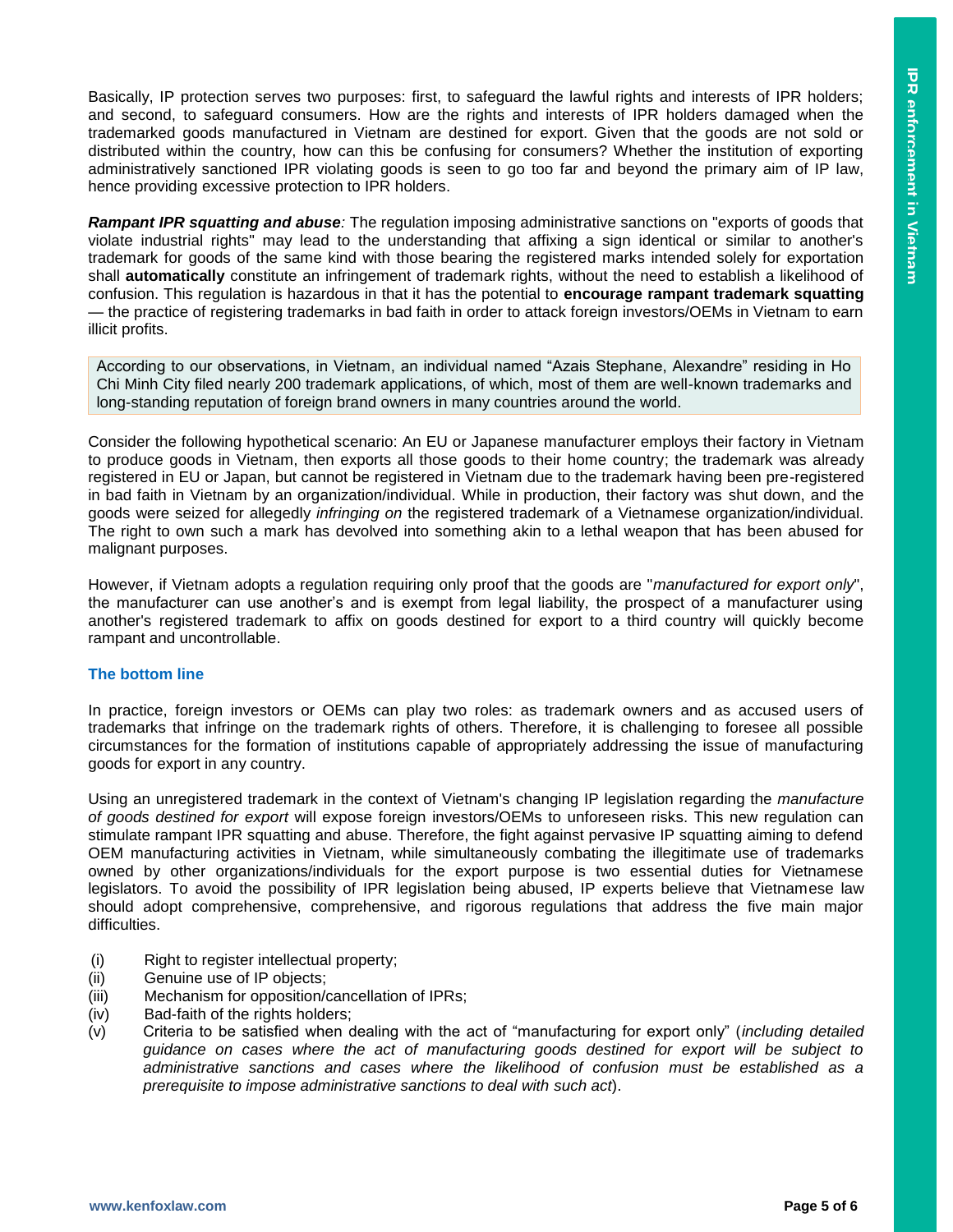Basically, IP protection serves two purposes: first, to safeguard the lawful rights and interests of IPR holders; and second, to safeguard consumers. How are the rights and interests of IPR holders damaged when the trademarked goods manufactured in Vietnam are destined for export. Given that the goods are not sold or distributed within the country, how can this be confusing for consumers? Whether the institution of exporting administratively sanctioned IPR violating goods is seen to go too far and beyond the primary aim of IP law, hence providing excessive protection to IPR holders.

***Rampant IPR squatting and abuse****:* The regulation imposing administrative sanctions on "exports of goods that violate industrial rights" may lead to the understanding that affixing a sign identical or similar to another's trademark for goods of the same kind with those bearing the registered marks intended solely for exportation shall **automatically** constitute an infringement of trademark rights, without the need to establish a likelihood of confusion. This regulation is hazardous in that it has the potential to **encourage rampant trademark squatting** — the practice of registering trademarks in bad faith in order to attack foreign investors/OEMs in Vietnam to earn illicit profits.

> According to our observations, in Vietnam, an individual named "Azais Stephane, Alexandre" residing in Ho Chi Minh City filed nearly 200 trademark applications, of which, most of them are well-known trademarks and long-standing reputation of foreign brand owners in many countries around the world.

Consider the following hypothetical scenario: An EU or Japanese manufacturer employs their factory in Vietnam to produce goods in Vietnam, then exports all those goods to their home country; the trademark was already registered in EU or Japan, but cannot be registered in Vietnam due to the trademark having been pre-registered in bad faith in Vietnam by an organization/individual. While in production, their factory was shut down, and the goods were seized for allegedly *infringing on* the registered trademark of a Vietnamese organization/individual. The right to own such a mark has devolved into something akin to a lethal weapon that has been abused for malignant purposes.

However, if Vietnam adopts a regulation requiring only proof that the goods are "*manufactured for export only*", the manufacturer can use another's and is exempt from legal liability, the prospect of a manufacturer using another's registered trademark to affix on goods destined for export to a third country will quickly become rampant and uncontrollable.

### The bottom line

In practice, foreign investors or OEMs can play two roles: as trademark owners and as accused users of trademarks that infringe on the trademark rights of others. Therefore, it is challenging to foresee all possible circumstances for the formation of institutions capable of appropriately addressing the issue of manufacturing goods for export in any country.

Using an unregistered trademark in the context of Vietnam's changing IP legislation regarding the *manufacture of goods destined for export* will expose foreign investors/OEMs to unforeseen risks. This new regulation can stimulate rampant IP squatting and abuse. Therefore, the fight against pervasive IP squatting aiming to defend OEM manufacturing activities in Vietnam, while simultaneously combating the illegitimate use of trademarks owned by other organizations/individuals for the export purpose is two essential duties for Vietnamese legislators. To avoid the possibility of IPR legislation being abused, IP experts believe that Vietnamese law should adopt comprehensive, comprehensive, and rigorous regulations that address the five main major difficulties.

- (i) Right to register intellectual property;
- (ii) Genuine use of IP objects;
- (iii) Mechanism for opposition/cancellation of IPRs;
- (iv) Bad-faith of the rights holders;
- (v) Criteria to be satisfied when dealing with the act of "manufacturing for export only" (*including detailed guidance on cases where the act of manufacturing goods destined for export will be subject to administrative sanctions and cases where the likelihood of confusion must be established as a prerequisite to impose administrative sanctions to deal with such act*).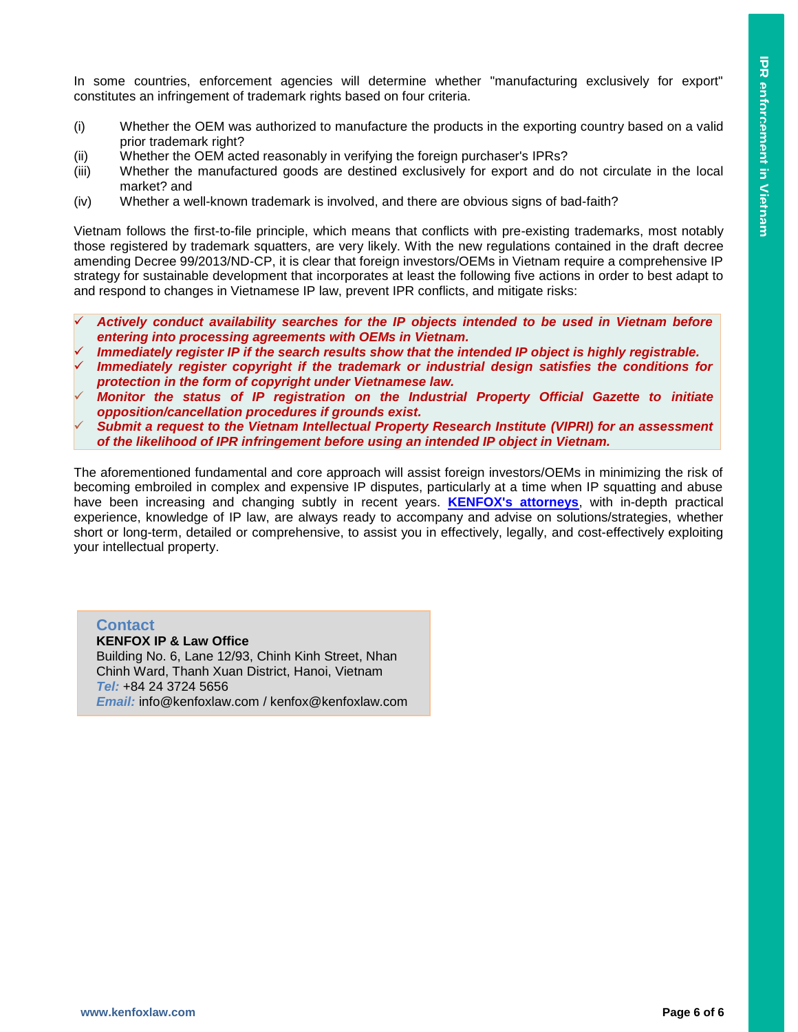In some countries, enforcement agencies will determine whether "manufacturing exclusively for export" constitutes an infringement of trademark rights based on four criteria.

(i) Whether the OEM was authorized to manufacture the products in the exporting country based on a valid prior trademark right?
(ii) Whether the OEM acted reasonably in verifying the foreign purchaser's IPRs?
(iii) Whether the manufactured goods are destined exclusively for export and do not circulate in the local market? and
(iv) Whether a well-known trademark is involved, and there are obvious signs of bad-faith?

Vietnam follows the first-to-file principle, which means that conflicts with pre-existing trademarks, most notably those registered by trademark squatters, are very likely. With the new regulations contained in the draft decree amending Decree 99/2013/ND-CP, it is clear that foreign investors/OEMs in Vietnam require a comprehensive IP strategy for sustainable development that incorporates at least the following five actions in order to best adapt to and respond to changes in Vietnamese IP law, prevent IPR conflicts, and mitigate risks:

- ✓ ***Actively conduct availability searches for the IP objects intended to be used in Vietnam before entering into processing agreements with OEMs in Vietnam.***
- ✓ ***Immediately register IP if the search results show that the intended IP object is highly registrable.***
- ✓ ***Immediately register copyright if the trademark or industrial design satisfies the conditions for protection in the form of copyright under Vietnamese law.***
- ✓ ***Monitor the status of IP registration on the Industrial Property Official Gazette to initiate opposition/cancellation procedures if grounds exist.***
- ✓ ***Submit a request to the Vietnam Intellectual Property Research Institute (VIPRI) for an assessment of the likelihood of IPR infringement before using an intended IP object in Vietnam.***

The aforementioned fundamental and core approach will assist foreign investors/OEMs in minimizing the risk of becoming embroiled in complex and expensive IP disputes, particularly at a time when IP squatting and abuse have been increasing and changing subtly in recent years. **KENFOX's attorneys**, with in-depth practical experience, knowledge of IP law, are always ready to accompany and advise on solutions/strategies, whether short or long-term, detailed or comprehensive, to assist you in effectively, legally, and cost-effectively exploiting your intellectual property.

**Contact**
**KENFOX IP & Law Office**
Building No. 6, Lane 12/93, Chinh Kinh Street, Nhan Chinh Ward, Thanh Xuan District, Hanoi, Vietnam
*Tel:* +84 24 3724 5656
*Email:* info@kenfoxlaw.com / kenfox@kenfoxlaw.com